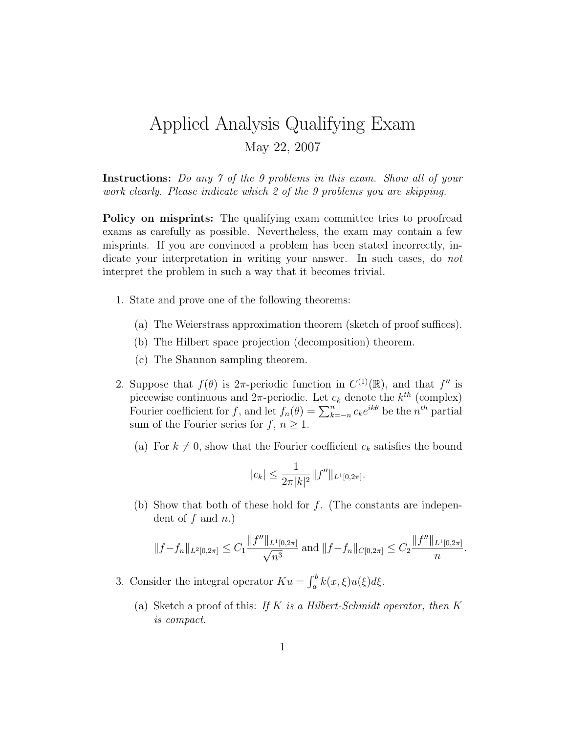# Applied Analysis Qualifying Exam

May 22, 2007

**Instructions:** *Do any 7 of the 9 problems in this exam. Show all of your work clearly. Please indicate which 2 of the 9 problems you are skipping.*

**Policy on misprints:** The qualifying exam committee tries to proofread exams as carefully as possible. Nevertheless, the exam may contain a few misprints. If you are convinced a problem has been stated incorrectly, indicate your interpretation in writing your answer. In such cases, do *not* interpret the problem in such a way that it becomes trivial.

1. State and prove one of the following theorems:

   (a) The Weierstrass approximation theorem (sketch of proof suffices).

   (b) The Hilbert space projection (decomposition) theorem.

   (c) The Shannon sampling theorem.

2. Suppose that $f(\theta)$ is $2\pi$-periodic function in $C^{(1)}(\mathbb{R})$, and that $f''$ is piecewise continuous and $2\pi$-periodic. Let $c_k$ denote the $k^{th}$ (complex) Fourier coefficient for $f$, and let $f_n(\theta) = \sum_{k=-n}^{n} c_k e^{ik\theta}$ be the $n^{th}$ partial sum of the Fourier series for $f$, $n \geq 1$.

   (a) For $k \neq 0$, show that the Fourier coefficient $c_k$ satisfies the bound

   $$|c_k| \leq \frac{1}{2\pi |k|^2} \|f''\|_{L^1[0,2\pi]}.$$

   (b) Show that both of these hold for $f$. (The constants are independent of $f$ and $n$.)

   $$\|f - f_n\|_{L^2[0,2\pi]} \leq C_1 \frac{\|f''\|_{L^1[0,2\pi]}}{\sqrt{n^3}} \text{ and } \|f - f_n\|_{C[0,2\pi]} \leq C_2 \frac{\|f''\|_{L^1[0,2\pi]}}{n}.$$

3. Consider the integral operator $Ku = \int_a^b k(x,\xi) u(\xi) d\xi$.

   (a) Sketch a proof of this: *If $K$ is a Hilbert-Schmidt operator, then $K$ is compact.*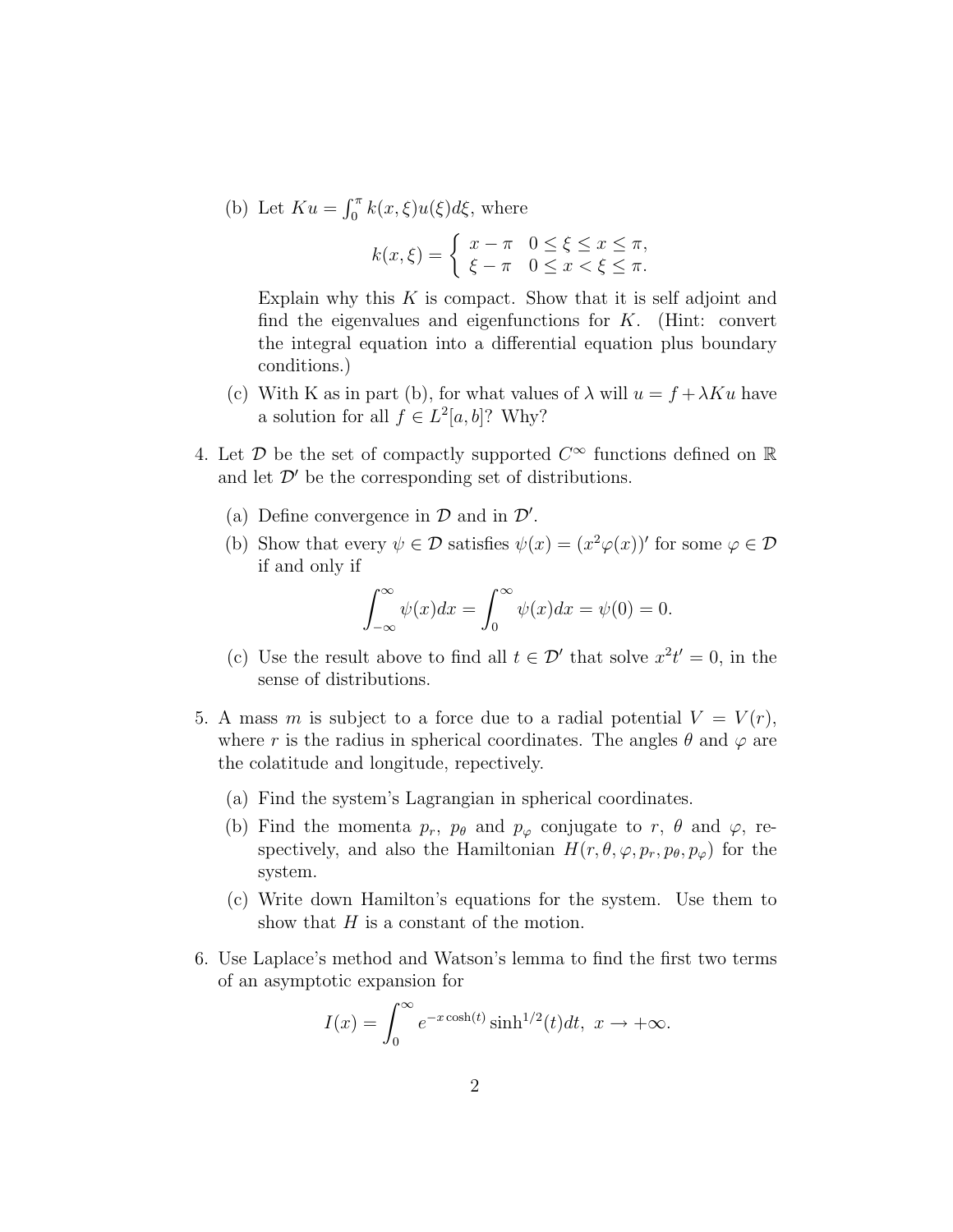(b) Let $Ku = \int_0^\pi k(x,\xi)u(\xi)d\xi$, where

$$k(x,\xi) = \begin{cases} x - \pi & 0 \le \xi \le x \le \pi, \\ \xi - \pi & 0 \le x < \xi \le \pi. \end{cases}$$

Explain why this $K$ is compact. Show that it is self adjoint and find the eigenvalues and eigenfunctions for $K$. (Hint: convert the integral equation into a differential equation plus boundary conditions.)

(c) With K as in part (b), for what values of $\lambda$ will $u = f + \lambda K u$ have a solution for all $f \in L^2[a,b]$? Why?

4. Let $\mathcal{D}$ be the set of compactly supported $C^\infty$ functions defined on $\mathbb{R}$ and let $\mathcal{D}'$ be the corresponding set of distributions.

   (a) Define convergence in $\mathcal{D}$ and in $\mathcal{D}'$.

   (b) Show that every $\psi \in \mathcal{D}$ satisfies $\psi(x) = (x^2\varphi(x))'$ for some $\varphi \in \mathcal{D}$ if and only if
   $$\int_{-\infty}^{\infty} \psi(x)dx = \int_0^\infty \psi(x)dx = \psi(0) = 0.$$

   (c) Use the result above to find all $t \in \mathcal{D}'$ that solve $x^2 t' = 0$, in the sense of distributions.

5. A mass $m$ is subject to a force due to a radial potential $V = V(r)$, where $r$ is the radius in spherical coordinates. The angles $\theta$ and $\varphi$ are the colatitude and longitude, repectively.

   (a) Find the system's Lagrangian in spherical coordinates.

   (b) Find the momenta $p_r$, $p_\theta$ and $p_\varphi$ conjugate to $r$, $\theta$ and $\varphi$, respectively, and also the Hamiltonian $H(r,\theta,\varphi,p_r,p_\theta,p_\varphi)$ for the system.

   (c) Write down Hamilton's equations for the system. Use them to show that $H$ is a constant of the motion.

6. Use Laplace's method and Watson's lemma to find the first two terms of an asymptotic expansion for
$$I(x) = \int_0^\infty e^{-x\cosh(t)} \sinh^{1/2}(t)dt, \ x \to +\infty.$$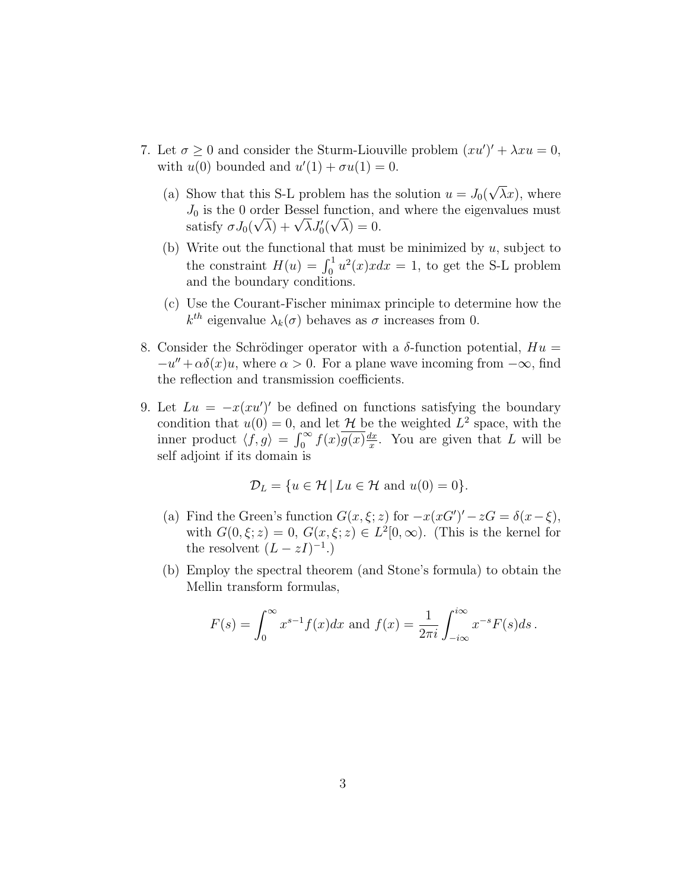7. Let $\sigma \geq 0$ and consider the Sturm-Liouville problem $(xu')' + \lambda xu = 0$, with $u(0)$ bounded and $u'(1) + \sigma u(1) = 0$.

   (a) Show that this S-L problem has the solution $u = J_0(\sqrt{\lambda}x)$, where $J_0$ is the 0 order Bessel function, and where the eigenvalues must satisfy $\sigma J_0(\sqrt{\lambda}) + \sqrt{\lambda}J_0'(\sqrt{\lambda}) = 0$.

   (b) Write out the functional that must be minimized by $u$, subject to the constraint $H(u) = \int_0^1 u^2(x)xdx = 1$, to get the S-L problem and the boundary conditions.

   (c) Use the Courant-Fischer minimax principle to determine how the $k^{th}$ eigenvalue $\lambda_k(\sigma)$ behaves as $\sigma$ increases from 0.

8. Consider the Schrödinger operator with a $\delta$-function potential, $Hu = -u'' + \alpha\delta(x)u$, where $\alpha > 0$. For a plane wave incoming from $-\infty$, find the reflection and transmission coefficients.

9. Let $Lu = -x(xu')'$ be defined on functions satisfying the boundary condition that $u(0) = 0$, and let $\mathcal{H}$ be the weighted $L^2$ space, with the inner product $\langle f, g \rangle = \int_0^\infty f(x)\overline{g(x)}\frac{dx}{x}$. You are given that $L$ will be self adjoint if its domain is

$$\mathcal{D}_L = \{u \in \mathcal{H} \,|\, Lu \in \mathcal{H} \text{ and } u(0) = 0\}.$$

   (a) Find the Green's function $G(x, \xi; z)$ for $-x(xG')' - zG = \delta(x - \xi)$, with $G(0, \xi; z) = 0$, $G(x, \xi; z) \in L^2[0, \infty)$. (This is the kernel for the resolvent $(L - zI)^{-1}$.)

   (b) Employ the spectral theorem (and Stone's formula) to obtain the Mellin transform formulas,

$$F(s) = \int_0^\infty x^{s-1}f(x)dx \text{ and } f(x) = \frac{1}{2\pi i}\int_{-i\infty}^{i\infty} x^{-s}F(s)ds\,.$$